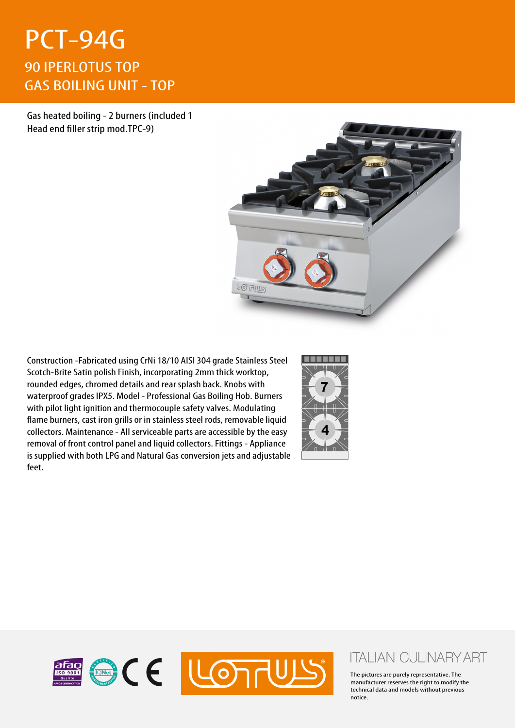# PCT-94G

## 90 IPERLOTUS TOP
## GAS BOILING UNIT - TOP

Gas heated boiling - 2 burners (included 1 Head end filler strip mod.TPC-9)

Construction -Fabricated using CrNi 18/10 AISI 304 grade Stainless Steel Scotch-Brite Satin polish Finish, incorporating 2mm thick worktop, rounded edges, chromed details and rear splash back. Knobs with waterproof grades IPX5. Model - Professional Gas Boiling Hob. Burners with pilot light ignition and thermocouple safety valves. Modulating flame burners, cast iron grills or in stainless steel rods, removable liquid collectors. Maintenance - All serviceable parts are accessible by the easy removal of front control panel and liquid collectors. Fittings - Appliance is supplied with both LPG and Natural Gas conversion jets and adjustable feet.

7

4

ITALIAN CULINARY ART

The pictures are purely representative. The manufacturer reserves the right to modify the technical data and models without previous notice.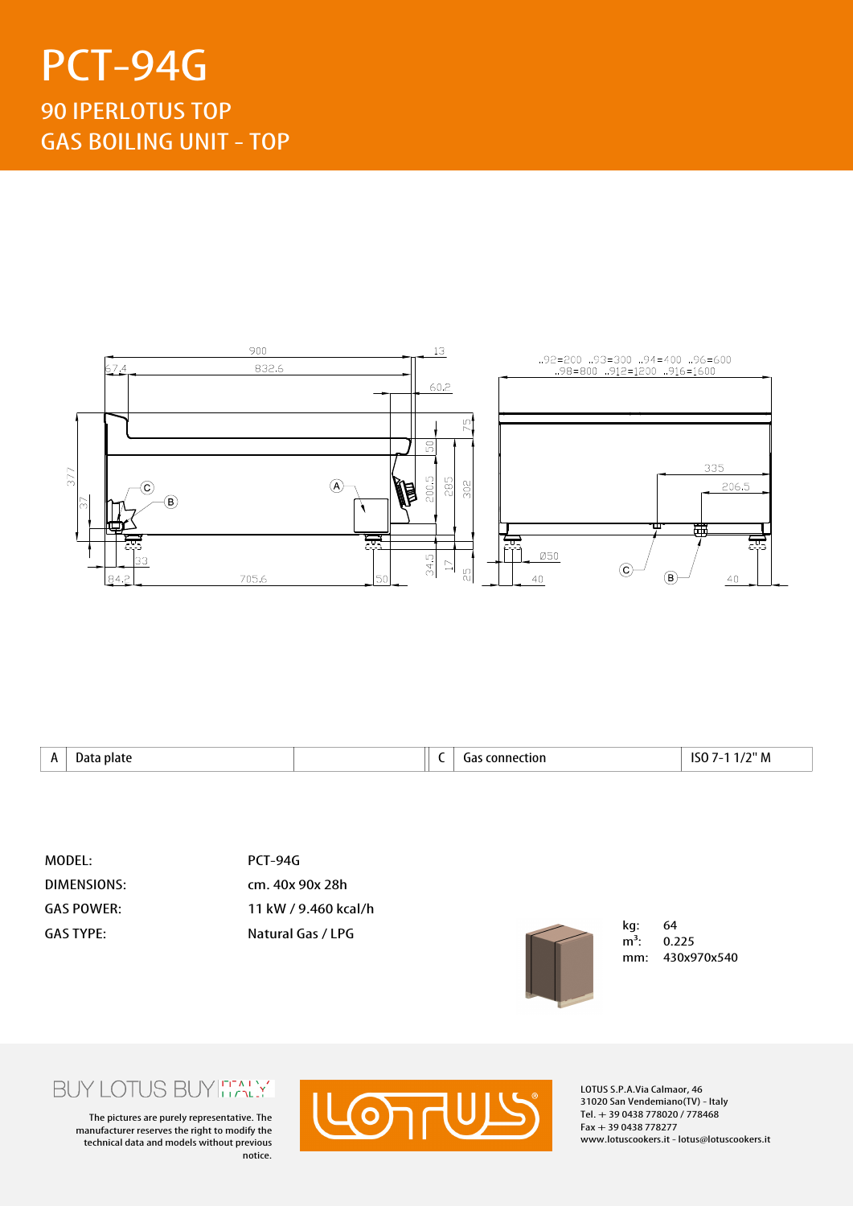# PCT-94G

## 90 IPERLOTUS TOP
## GAS BOILING UNIT - TOP

900
13
67,4
832,6
60,2
75
50
377
37
200,5
285
302
34,5
17
25
33
84,2
705,6
50
..92=200 ..93=300 ..94=400 ..96=600
..98=800 ..912=1200 ..916=1600
335
206,5
Ø50
40
40
A
B
C

| | | | | | |
|---|---|---|---|---|---|
| A | Data plate | | C | Gas connection | ISO 7-1 1/2" M |

| | |
|---|---|
| MODEL: | PCT-94G |
| DIMENSIONS: | cm. 40x 90x 28h |
| GAS POWER: | 11 kW / 9.460 kcal/h |
| GAS TYPE: | Natural Gas / LPG |

| | |
|---|---|
| kg: | 64 |
| $m^3$: | 0.225 |
| mm: | 430x970x540 |

BUY LOTUS BUY ITALY

The pictures are purely representative. The manufacturer reserves the right to modify the technical data and models without previous notice.

LOTUS S.P.A.Via Calmaor, 46
31020 San Vendemiano(TV) - Italy
Tel. + 39 0438 778020 / 778468
Fax + 39 0438 778277
www.lotuscookers.it - lotus@lotuscookers.it